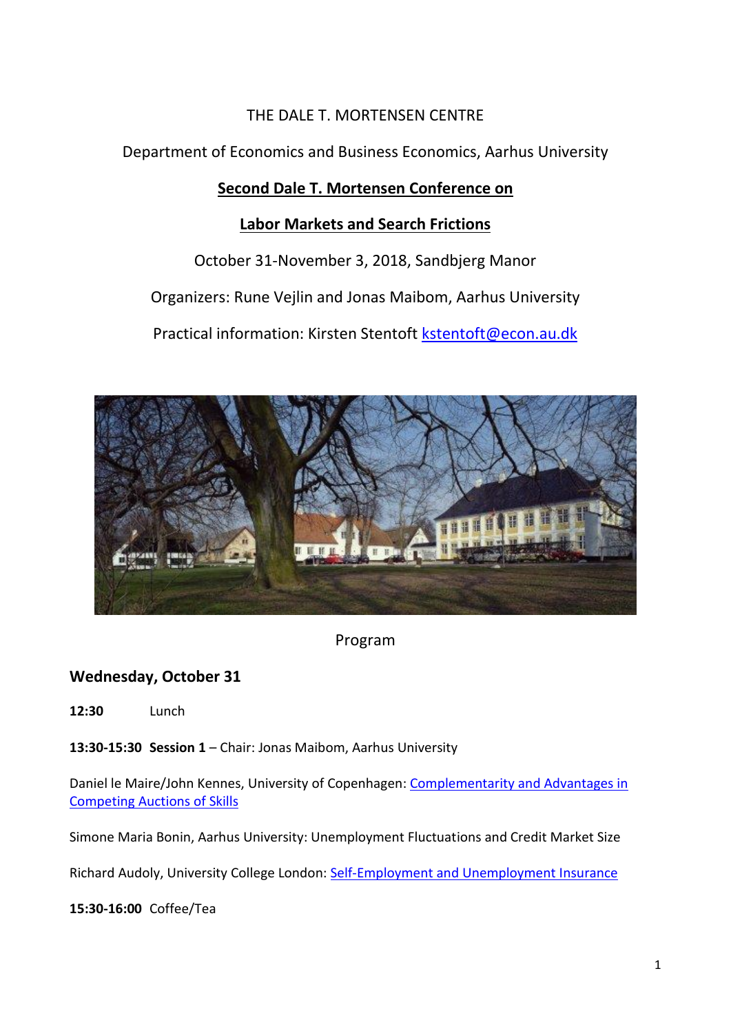THE DALE T. MORTENSEN CENTRE

Department of Economics and Business Economics, Aarhus University

# Second Dale T. Mortensen Conference on Labor Markets and Search Frictions

October 31-November 3, 2018, Sandbjerg Manor

Organizers: Rune Vejlin and Jonas Maibom, Aarhus University

Practical information: Kirsten Stentoft kstentoft@econ.au.dk

Program

## Wednesday, October 31

**12:30** Lunch

**13:30-15:30** **Session 1** – Chair: Jonas Maibom, Aarhus University

Daniel le Maire/John Kennes, University of Copenhagen: Complementarity and Advantages in Competing Auctions of Skills

Simone Maria Bonin, Aarhus University: Unemployment Fluctuations and Credit Market Size

Richard Audoly, University College London: Self-Employment and Unemployment Insurance

**15:30-16:00** Coffee/Tea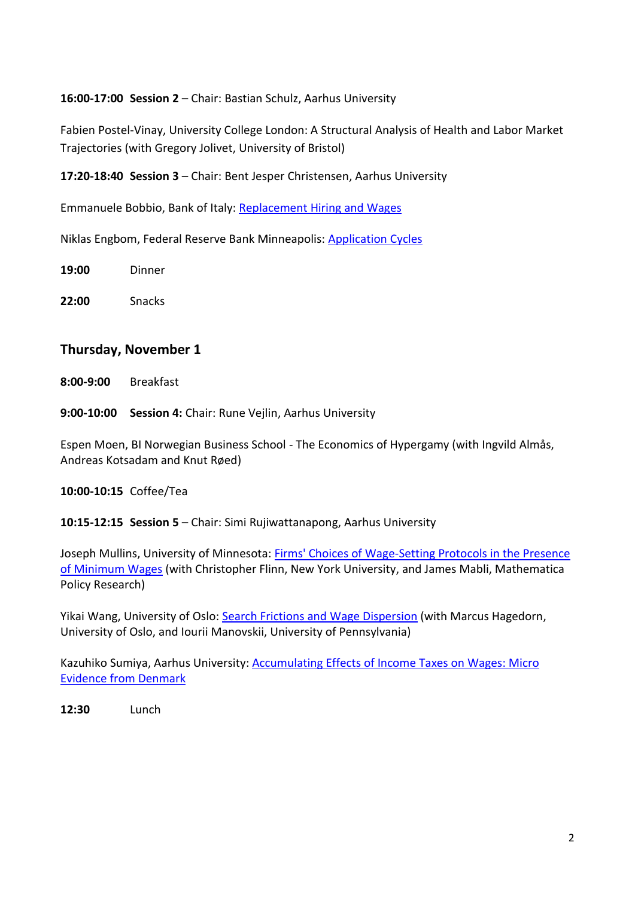**16:00-17:00 Session 2** – Chair: Bastian Schulz, Aarhus University

Fabien Postel-Vinay, University College London: A Structural Analysis of Health and Labor Market Trajectories (with Gregory Jolivet, University of Bristol)

**17:20-18:40 Session 3** – Chair: Bent Jesper Christensen, Aarhus University

Emmanuele Bobbio, Bank of Italy: Replacement Hiring and Wages

Niklas Engbom, Federal Reserve Bank Minneapolis: Application Cycles

**19:00** Dinner

**22:00** Snacks

## Thursday, November 1

**8:00-9:00** Breakfast

**9:00-10:00 Session 4:** Chair: Rune Vejlin, Aarhus University

Espen Moen, BI Norwegian Business School - The Economics of Hypergamy (with Ingvild Almås, Andreas Kotsadam and Knut Røed)

**10:00-10:15** Coffee/Tea

**10:15-12:15 Session 5** – Chair: Simi Rujiwattanapong, Aarhus University

Joseph Mullins, University of Minnesota: Firms' Choices of Wage-Setting Protocols in the Presence of Minimum Wages (with Christopher Flinn, New York University, and James Mabli, Mathematica Policy Research)

Yikai Wang, University of Oslo: Search Frictions and Wage Dispersion (with Marcus Hagedorn, University of Oslo, and Iourii Manovskii, University of Pennsylvania)

Kazuhiko Sumiya, Aarhus University: Accumulating Effects of Income Taxes on Wages: Micro Evidence from Denmark

**12:30** Lunch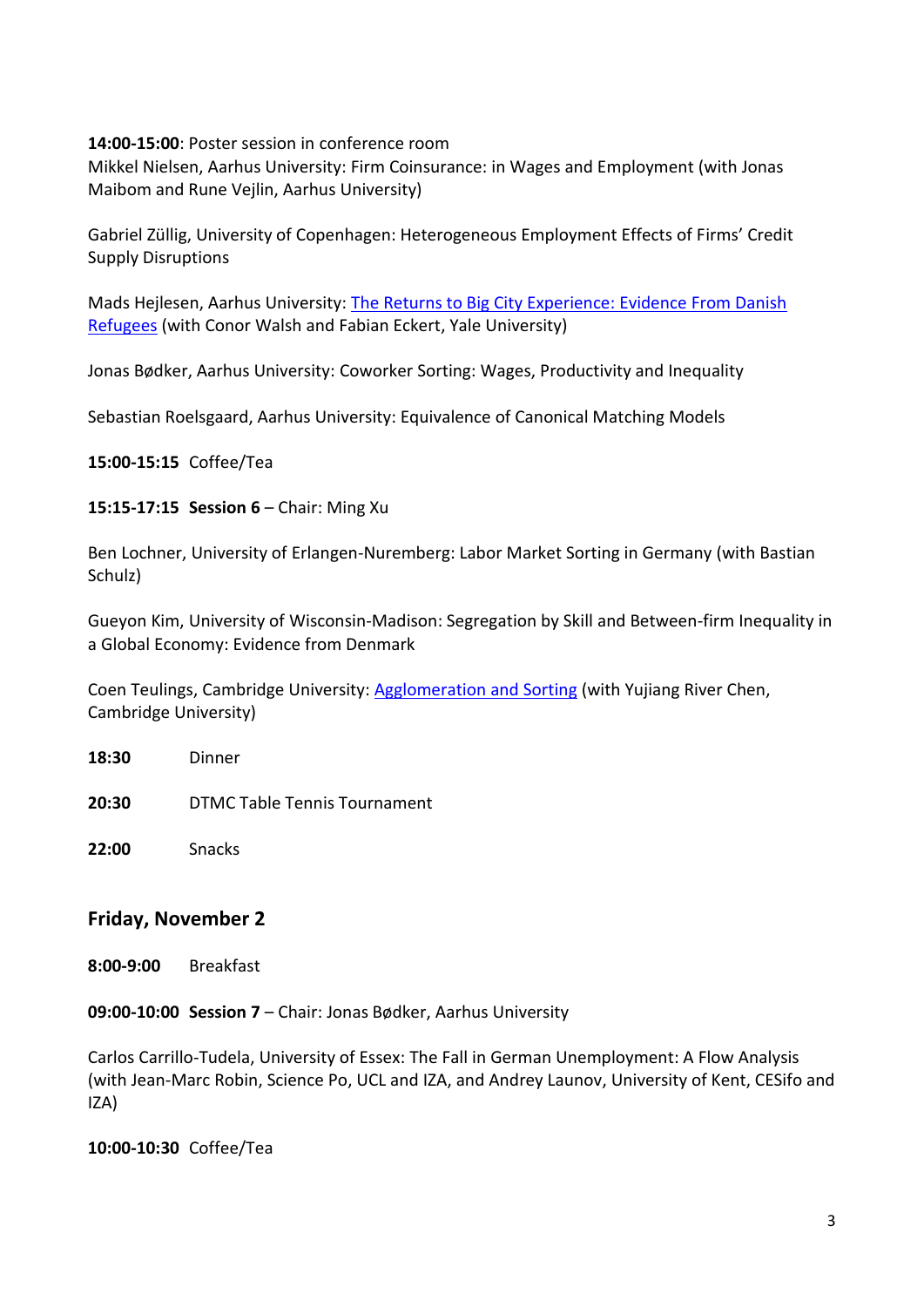**14:00-15:00**: Poster session in conference room
Mikkel Nielsen, Aarhus University: Firm Coinsurance: in Wages and Employment (with Jonas Maibom and Rune Vejlin, Aarhus University)

Gabriel Züllig, University of Copenhagen: Heterogeneous Employment Effects of Firms' Credit Supply Disruptions

Mads Hejlesen, Aarhus University: The Returns to Big City Experience: Evidence From Danish Refugees (with Conor Walsh and Fabian Eckert, Yale University)

Jonas Bødker, Aarhus University: Coworker Sorting: Wages, Productivity and Inequality

Sebastian Roelsgaard, Aarhus University: Equivalence of Canonical Matching Models

**15:00-15:15** Coffee/Tea

**15:15-17:15 Session 6** – Chair: Ming Xu

Ben Lochner, University of Erlangen-Nuremberg: Labor Market Sorting in Germany (with Bastian Schulz)

Gueyon Kim, University of Wisconsin-Madison: Segregation by Skill and Between-firm Inequality in a Global Economy: Evidence from Denmark

Coen Teulings, Cambridge University: Agglomeration and Sorting (with Yujiang River Chen, Cambridge University)

**18:30** Dinner

**20:30** DTMC Table Tennis Tournament

**22:00** Snacks

## Friday, November 2

**8:00-9:00** Breakfast

**09:00-10:00 Session 7** – Chair: Jonas Bødker, Aarhus University

Carlos Carrillo-Tudela, University of Essex: The Fall in German Unemployment: A Flow Analysis (with Jean-Marc Robin, Science Po, UCL and IZA, and Andrey Launov, University of Kent, CESifo and IZA)

**10:00-10:30** Coffee/Tea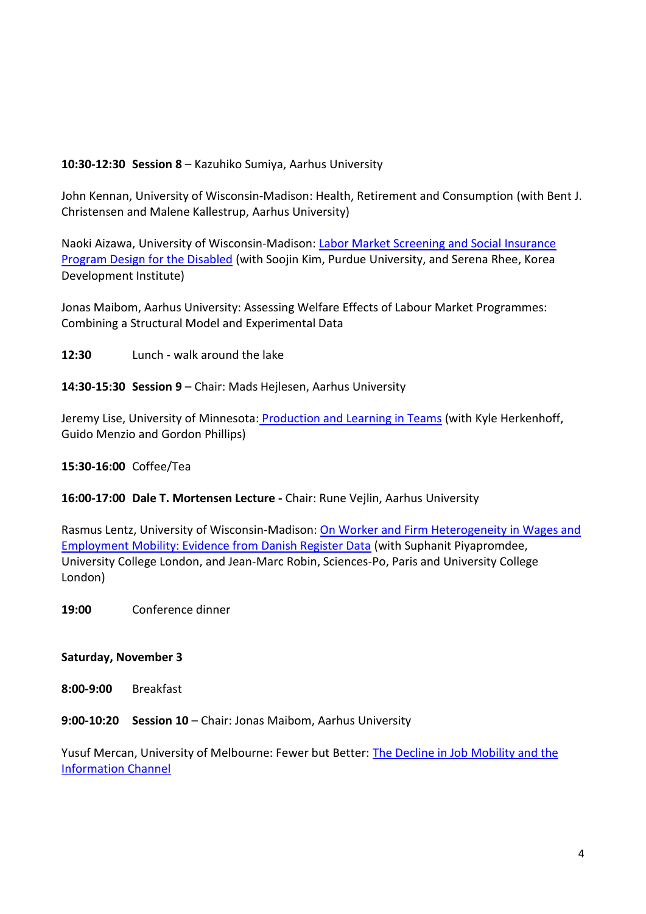**10:30-12:30 Session 8** – Kazuhiko Sumiya, Aarhus University

John Kennan, University of Wisconsin-Madison: Health, Retirement and Consumption (with Bent J. Christensen and Malene Kallestrup, Aarhus University)

Naoki Aizawa, University of Wisconsin-Madison: Labor Market Screening and Social Insurance Program Design for the Disabled (with Soojin Kim, Purdue University, and Serena Rhee, Korea Development Institute)

Jonas Maibom, Aarhus University: Assessing Welfare Effects of Labour Market Programmes: Combining a Structural Model and Experimental Data

**12:30** Lunch - walk around the lake

**14:30-15:30 Session 9** – Chair: Mads Hejlesen, Aarhus University

Jeremy Lise, University of Minnesota: Production and Learning in Teams (with Kyle Herkenhoff, Guido Menzio and Gordon Phillips)

**15:30-16:00** Coffee/Tea

**16:00-17:00 Dale T. Mortensen Lecture -** Chair: Rune Vejlin, Aarhus University

Rasmus Lentz, University of Wisconsin-Madison: On Worker and Firm Heterogeneity in Wages and Employment Mobility: Evidence from Danish Register Data (with Suphanit Piyapromdee, University College London, and Jean-Marc Robin, Sciences-Po, Paris and University College London)

**19:00** Conference dinner

**Saturday, November 3**

**8:00-9:00** Breakfast

**9:00-10:20 Session 10** – Chair: Jonas Maibom, Aarhus University

Yusuf Mercan, University of Melbourne: Fewer but Better: The Decline in Job Mobility and the Information Channel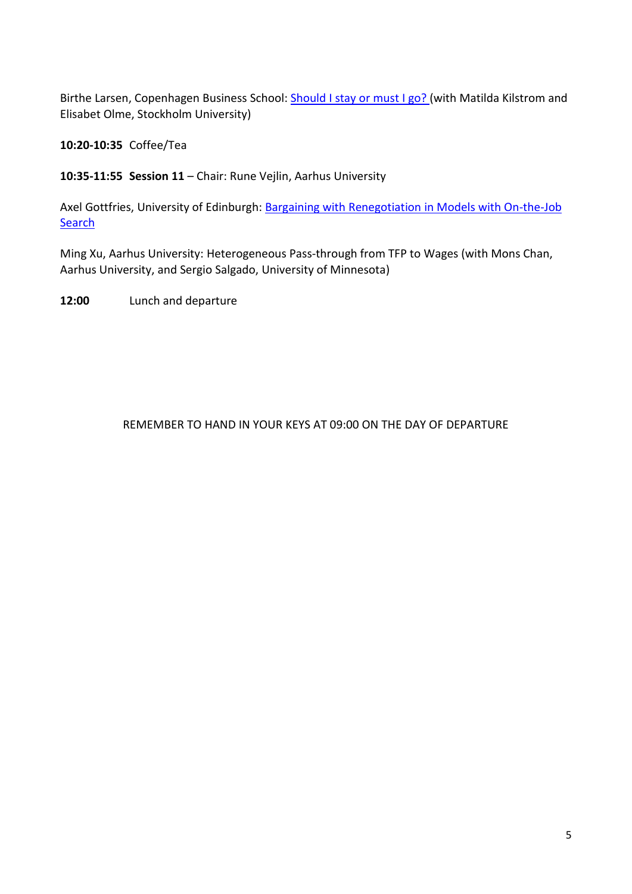Birthe Larsen, Copenhagen Business School: Should I stay or must I go? (with Matilda Kilstrom and Elisabet Olme, Stockholm University)

**10:20-10:35** Coffee/Tea

**10:35-11:55 Session 11** – Chair: Rune Vejlin, Aarhus University

Axel Gottfries, University of Edinburgh: Bargaining with Renegotiation in Models with On-the-Job Search

Ming Xu, Aarhus University: Heterogeneous Pass-through from TFP to Wages (with Mons Chan, Aarhus University, and Sergio Salgado, University of Minnesota)

**12:00** Lunch and departure

REMEMBER TO HAND IN YOUR KEYS AT 09:00 ON THE DAY OF DEPARTURE